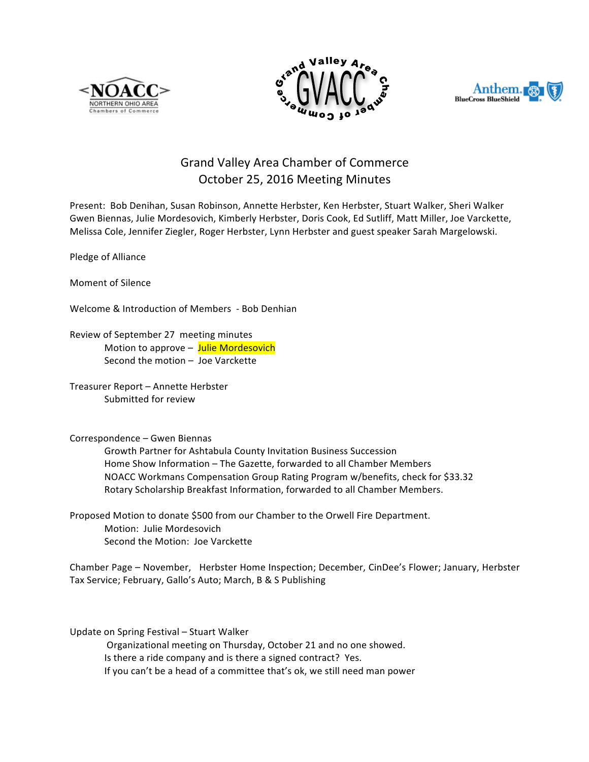# Grand Valley Area Chamber of Commerce
## October 25, 2016 Meeting Minutes

Present: Bob Denihan, Susan Robinson, Annette Herbster, Ken Herbster, Stuart Walker, Sheri Walker Gwen Biennas, Julie Mordesovich, Kimberly Herbster, Doris Cook, Ed Sutliff, Matt Miller, Joe Varckette, Melissa Cole, Jennifer Ziegler, Roger Herbster, Lynn Herbster and guest speaker Sarah Margelowski.

Pledge of Alliance

Moment of Silence

Welcome & Introduction of Members - Bob Denhian

Review of September 27 meeting minutes

- Motion to approve – Julie Mordesovich
- Second the motion – Joe Varckette

Treasurer Report – Annette Herbster

- Submitted for review

Correspondence – Gwen Biennas

- Growth Partner for Ashtabula County Invitation Business Succession
- Home Show Information – The Gazette, forwarded to all Chamber Members
- NOACC Workmans Compensation Group Rating Program w/benefits, check for $33.32
- Rotary Scholarship Breakfast Information, forwarded to all Chamber Members.

Proposed Motion to donate $500 from our Chamber to the Orwell Fire Department.

- Motion: Julie Mordesovich
- Second the Motion: Joe Varckette

Chamber Page – November, Herbster Home Inspection; December, CinDee's Flower; January, Herbster Tax Service; February, Gallo's Auto; March, B & S Publishing

Update on Spring Festival – Stuart Walker

- Organizational meeting on Thursday, October 21 and no one showed.
- Is there a ride company and is there a signed contract? Yes.
- If you can't be a head of a committee that's ok, we still need man power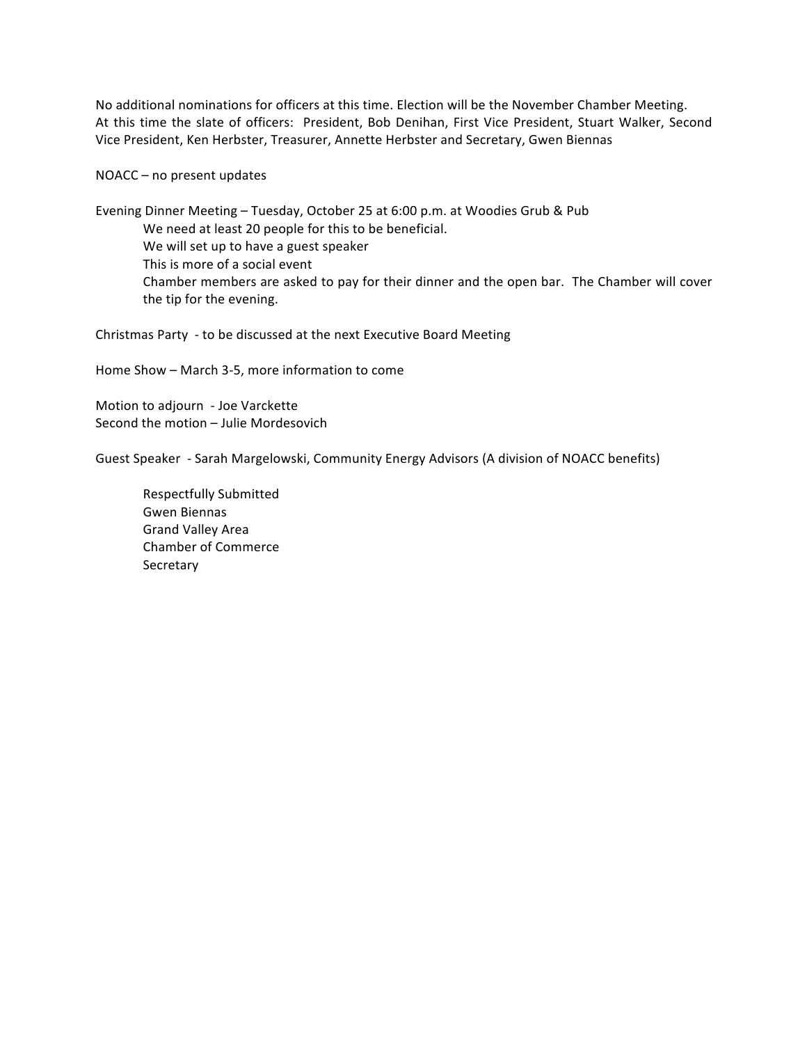No additional nominations for officers at this time. Election will be the November Chamber Meeting.
At this time the slate of officers: President, Bob Denihan, First Vice President, Stuart Walker, Second Vice President, Ken Herbster, Treasurer, Annette Herbster and Secretary, Gwen Biennas

NOACC – no present updates

Evening Dinner Meeting – Tuesday, October 25 at 6:00 p.m. at Woodies Grub & Pub

- We need at least 20 people for this to be beneficial.
- We will set up to have a guest speaker
- This is more of a social event
- Chamber members are asked to pay for their dinner and the open bar. The Chamber will cover the tip for the evening.

Christmas Party - to be discussed at the next Executive Board Meeting

Home Show – March 3-5, more information to come

Motion to adjourn - Joe Varckette
Second the motion – Julie Mordesovich

Guest Speaker - Sarah Margelowski, Community Energy Advisors (A division of NOACC benefits)

Respectfully Submitted
Gwen Biennas
Grand Valley Area
Chamber of Commerce
Secretary